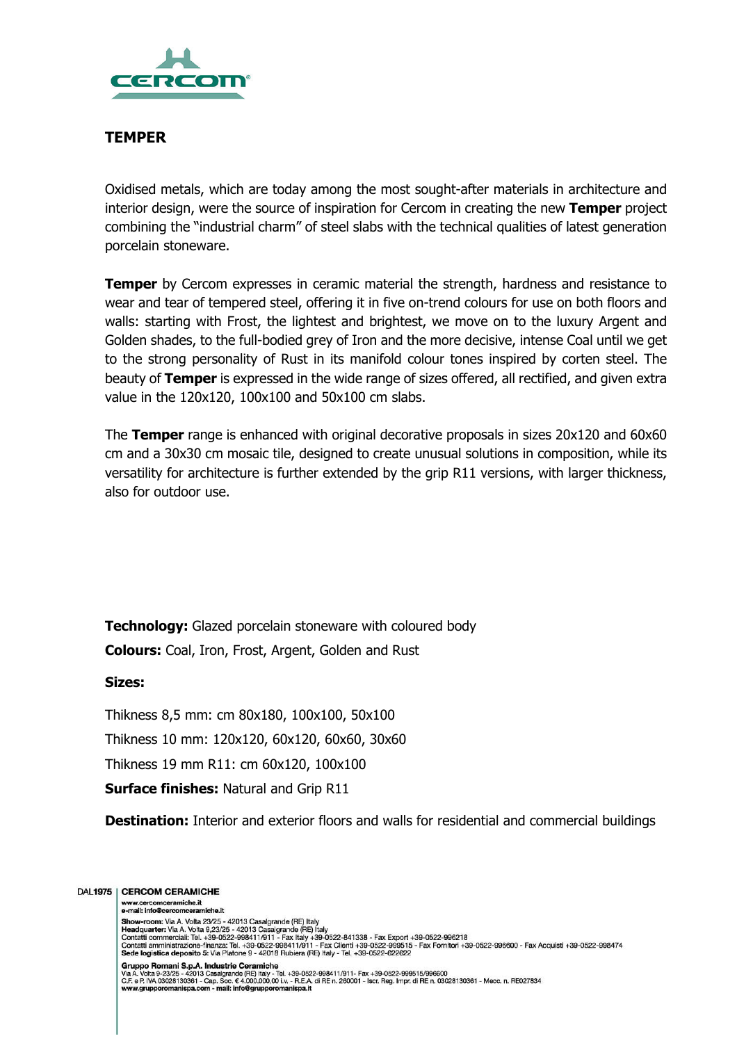# TEMPER

Oxidised metals, which are today among the most sought-after materials in architecture and interior design, were the source of inspiration for Cercom in creating the new **Temper** project combining the "industrial charm" of steel slabs with the technical qualities of latest generation porcelain stoneware.

**Temper** by Cercom expresses in ceramic material the strength, hardness and resistance to wear and tear of tempered steel, offering it in five on-trend colours for use on both floors and walls: starting with Frost, the lightest and brightest, we move on to the luxury Argent and Golden shades, to the full-bodied grey of Iron and the more decisive, intense Coal until we get to the strong personality of Rust in its manifold colour tones inspired by corten steel. The beauty of **Temper** is expressed in the wide range of sizes offered, all rectified, and given extra value in the 120x120, 100x100 and 50x100 cm slabs.

The **Temper** range is enhanced with original decorative proposals in sizes 20x120 and 60x60 cm and a 30x30 cm mosaic tile, designed to create unusual solutions in composition, while its versatility for architecture is further extended by the grip R11 versions, with larger thickness, also for outdoor use.

**Technology:** Glazed porcelain stoneware with coloured body

**Colours:** Coal, Iron, Frost, Argent, Golden and Rust

**Sizes:**

Thikness 8,5 mm: cm 80x180, 100x100, 50x100

Thikness 10 mm: 120x120, 60x120, 60x60, 30x60

Thikness 19 mm R11: cm 60x120, 100x100

**Surface finishes:** Natural and Grip R11

**Destination:** Interior and exterior floors and walls for residential and commercial buildings

DAL1975 | **CERCOM CERAMICHE**
www.cercomceramiche.it
e-mail: info@cercomceramiche.it
**Show-room:** Via A. Volta 23/25 - 42013 Casalgrande (RE) Italy
**Headquarter:** Via A. Volta 9,23/25 - 42013 Casalgrande (RE) Italy
Contatti commerciali: Tel. +39-0522-998411/911 - Fax Italy +39-0522-841338 - Fax Export +39-0522-996218
Contatti amministrazione-finanza: Tel. +39-0522-998411/911 - Fax Clienti +39-0522-999515 - Fax Fornitori +39-0522-996600 - Fax Acquisti +39-0522-998474
**Sede logistica deposito 5:** Via Platone 9 - 42018 Rubiera (RE) Italy - Tel. +39-0522-622622

**Gruppo Romani S.p.A. Industrie Ceramiche**
Via A. Volta 9-23/25 - 42013 Casalgrande (RE) Italy - Tel. +39-0522-998411/911- Fax +39-0522-999515/996600
C.F. e P. IVA 03028130361 - Cap. Soc. € 4.000.000,00 i.v. - R.E.A. di RE n. 280001 - Iscr. Reg. Impr. di RE n. 03028130361 - Mecc. n. RE027834
www.grupporomanispa.com - mail: info@grupporomanispa.it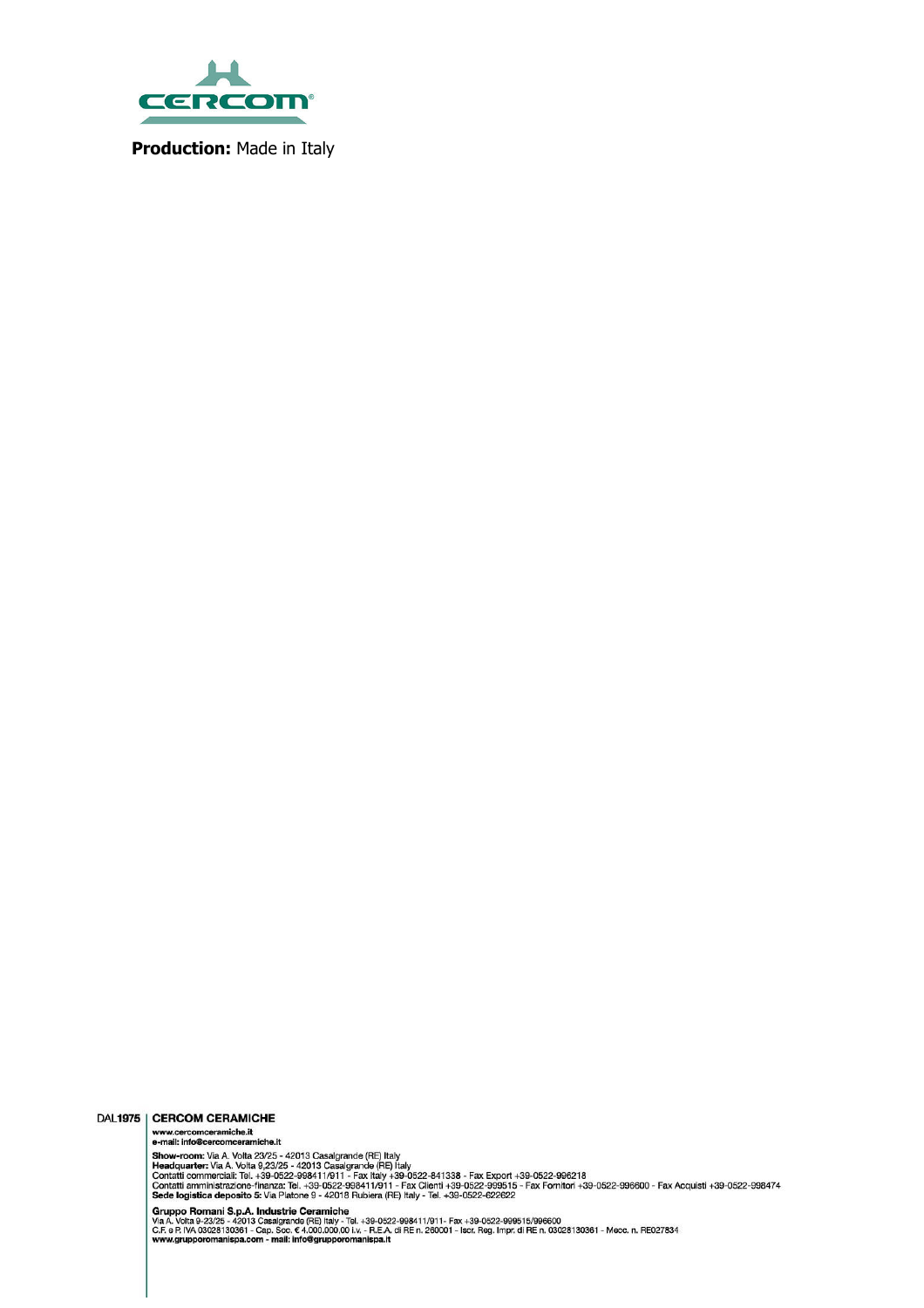CERCOM®

**Production:** Made in Italy

DAL**1975** | **CERCOM CERAMICHE**

**www.cercomceramiche.it**
**e-mail: info@cercomceramiche.it**

**Show-room:** Via A. Volta 23/25 - 42013 Casalgrande (RE) Italy
**Headquarter:** Via A. Volta 9,23/25 - 42013 Casalgrande (RE) Italy
Contatti commerciali: Tel. +39-0522-998411/911 - Fax Italy +39-0522-841338 - Fax Export +39-0522-996218
Contatti amministrazione-finanza: Tel. +39-0522-998411/911 - Fax Clienti +39-0522-999515 - Fax Fornitori +39-0522-996600 - Fax Acquisti +39-0522-998474
**Sede logistica deposito 5:** Via Platone 9 - 42018 Rubiera (RE) Italy - Tel. +39-0522-622622

**Gruppo Romani S.p.A. Industrie Ceramiche**
Via A. Volta 9-23/25 - 42013 Casalgrande (RE) Italy - Tel. +39-0522-998411/911- Fax +39-0522-999515/996600
C.F. e P. IVA 03028130361 - Cap. Soc. € 4.000.000,00 i.v. - R.E.A. di RE n. 280001 - Iscr. Reg. Impr. di RE n. 03028130361 - Mecc. n. RE027834
**www.grupporomanispa.com - mail: info@grupporomanispa.it**